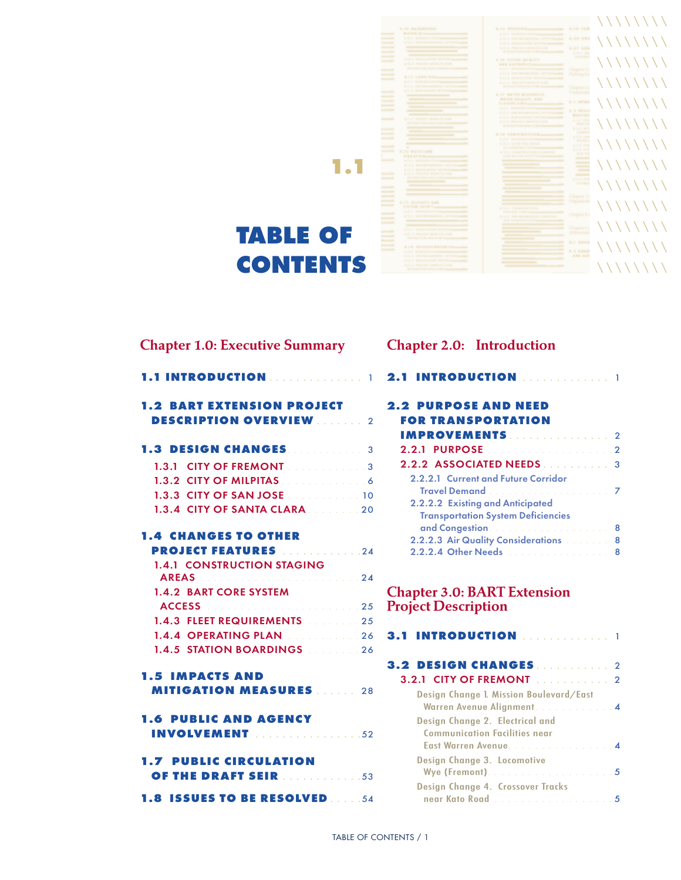# 1.1 TABLE OF CONTENTS

## Chapter 1.0: Executive Summary

**1.1 INTRODUCTION** . . . . . . . . . . . . . . . 1

**1.2 BART EXTENSION PROJECT DESCRIPTION OVERVIEW** . . . . . . . 2

**1.3 DESIGN CHANGES** . . . . . . . . . . . . 3

- 1.3.1 CITY OF FREMONT . . . . . . . . . . . . 3
- 1.3.2 CITY OF MILPITAS . . . . . . . . . . . . 6
- 1.3.3 CITY OF SAN JOSE . . . . . . . . . . . 10
- 1.3.4 CITY OF SANTA CLARA . . . . . . . . 20

**1.4 CHANGES TO OTHER PROJECT FEATURES** . . . . . . . . . . . . 24

- 1.4.1 CONSTRUCTION STAGING AREAS . . . . . . . . . . . . . . . . . . . . . . . . 24
- 1.4.2 BART CORE SYSTEM ACCESS . . . . . . . . . . . . . . . . . . . . . . 25
- 1.4.3 FLEET REQUIREMENTS . . . . . . . . 25
- 1.4.4 OPERATING PLAN . . . . . . . . . . . . 26
- 1.4.5 STATION BOARDINGS . . . . . . . . . 26

**1.5 IMPACTS AND MITIGATION MEASURES** . . . . . . 28

**1.6 PUBLIC AND AGENCY INVOLVEMENT** . . . . . . . . . . . . . . . . 52

**1.7 PUBLIC CIRCULATION OF THE DRAFT SEIR** . . . . . . . . . . . . 53

**1.8 ISSUES TO BE RESOLVED** . . . . . 54

## Chapter 2.0: Introduction

**2.1 INTRODUCTION** . . . . . . . . . . . . . . 1

**2.2 PURPOSE AND NEED FOR TRANSPORTATION IMPROVEMENTS** . . . . . . . . . . . . . . . . 2

- 2.2.1 PURPOSE . . . . . . . . . . . . . . . . . . . . 2
- 2.2.2 ASSOCIATED NEEDS . . . . . . . . . . 3
  - 2.2.2.1 Current and Future Corridor Travel Demand . . . . . . . . . . . . . . . . . . . . 7
  - 2.2.2.2 Existing and Anticipated Transportation System Deficiencies and Congestion . . . . . . . . . . . . . . . . . . . . 8
  - 2.2.2.3 Air Quality Considerations . . . . . . . . 8
  - 2.2.2.4 Other Needs . . . . . . . . . . . . . . . . . . 8

## Chapter 3.0: BART Extension Project Description

**3.1 INTRODUCTION** . . . . . . . . . . . . . . 1

**3.2 DESIGN CHANGES** . . . . . . . . . . . 2

- 3.2.1 CITY OF FREMONT . . . . . . . . . . . 2
  - Design Change 1. Mission Boulevard/East Warren Avenue Alignment . . . . . . . . . . . . 4
  - Design Change 2. Electrical and Communication Facilities near East Warren Avenue . . . . . . . . . . . . . . . . 4
  - Design Change 3. Locomotive Wye (Fremont) . . . . . . . . . . . . . . . . . . . . . 5
  - Design Change 4. Crossover Tracks near Kato Road . . . . . . . . . . . . . . . . . . . 5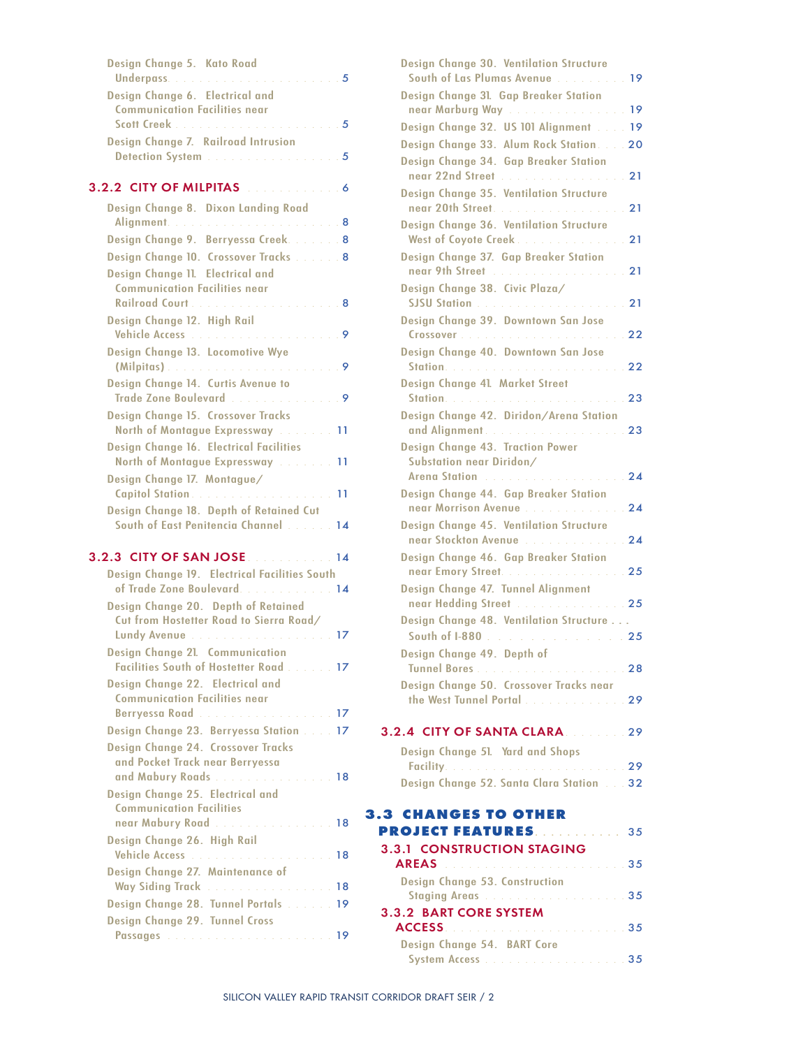Design Change 5. Kato Road Underpass . . . . . 5

Design Change 6. Electrical and Communication Facilities near Scott Creek . . . . . 5

Design Change 7. Railroad Intrusion Detection System . . . . . 5

### 3.2.2 CITY OF MILPITAS . . . . . 6

Design Change 8. Dixon Landing Road Alignment . . . . . 8

Design Change 9. Berryessa Creek . . . . . 8

Design Change 10. Crossover Tracks . . . . . 8

Design Change 11. Electrical and Communication Facilities near Railroad Court . . . . . 8

Design Change 12. High Rail Vehicle Access . . . . . 9

Design Change 13. Locomotive Wye (Milpitas) . . . . . 9

Design Change 14. Curtis Avenue to Trade Zone Boulevard . . . . . 9

Design Change 15. Crossover Tracks North of Montague Expressway . . . . . 11

Design Change 16. Electrical Facilities North of Montague Expressway . . . . . 11

Design Change 17. Montague/Capitol Station . . . . . 11

Design Change 18. Depth of Retained Cut South of East Penitencia Channel . . . . . 14

### 3.2.3 CITY OF SAN JOSE . . . . . 14

Design Change 19. Electrical Facilities South of Trade Zone Boulevard . . . . . 14

Design Change 20. Depth of Retained Cut from Hostetter Road to Sierra Road/Lundy Avenue . . . . . 17

Design Change 21. Communication Facilities South of Hostetter Road . . . . . 17

Design Change 22. Electrical and Communication Facilities near Berryessa Road . . . . . 17

Design Change 23. Berryessa Station . . . . . 17

Design Change 24. Crossover Tracks and Pocket Track near Berryessa and Mabury Roads . . . . . 18

Design Change 25. Electrical and Communication Facilities near Mabury Road . . . . . 18

Design Change 26. High Rail Vehicle Access . . . . . 18

Design Change 27. Maintenance of Way Siding Track . . . . . 18

Design Change 28. Tunnel Portals . . . . . 19

Design Change 29. Tunnel Cross Passages . . . . . 19

Design Change 30. Ventilation Structure South of Las Plumas Avenue . . . . . 19

Design Change 31. Gap Breaker Station near Marburg Way . . . . . 19

Design Change 32. US 101 Alignment . . . . . 19

Design Change 33. Alum Rock Station . . . . . 20

Design Change 34. Gap Breaker Station near 22nd Street . . . . . 21

Design Change 35. Ventilation Structure near 20th Street . . . . . 21

Design Change 36. Ventilation Structure West of Coyote Creek . . . . . 21

Design Change 37. Gap Breaker Station near 9th Street . . . . . 21

Design Change 38. Civic Plaza/SJSU Station . . . . . 21

Design Change 39. Downtown San Jose Crossover . . . . . 22

Design Change 40. Downtown San Jose Station . . . . . 22

Design Change 41. Market Street Station . . . . . 23

Design Change 42. Diridon/Arena Station and Alignment . . . . . 23

Design Change 43. Traction Power Substation near Diridon/Arena Station . . . . . 24

Design Change 44. Gap Breaker Station near Morrison Avenue . . . . . 24

Design Change 45. Ventilation Structure near Stockton Avenue . . . . . 24

Design Change 46. Gap Breaker Station near Emory Street . . . . . 25

Design Change 47. Tunnel Alignment near Hedding Street . . . . . 25

Design Change 48. Ventilation Structure . . . South of I-880 . . . . . 25

Design Change 49. Depth of Tunnel Bores . . . . . 28

Design Change 50. Crossover Tracks near the West Tunnel Portal . . . . . 29

### 3.2.4 CITY OF SANTA CLARA . . . . . 29

Design Change 51. Yard and Shops Facility . . . . . 29

Design Change 52. Santa Clara Station . . . . . 32

## 3.3 CHANGES TO OTHER PROJECT FEATURES . . . . . 35

### 3.3.1 CONSTRUCTION STAGING AREAS . . . . . 35

Design Change 53. Construction Staging Areas . . . . . 35

### 3.3.2 BART CORE SYSTEM ACCESS . . . . . 35

Design Change 54. BART Core System Access . . . . . 35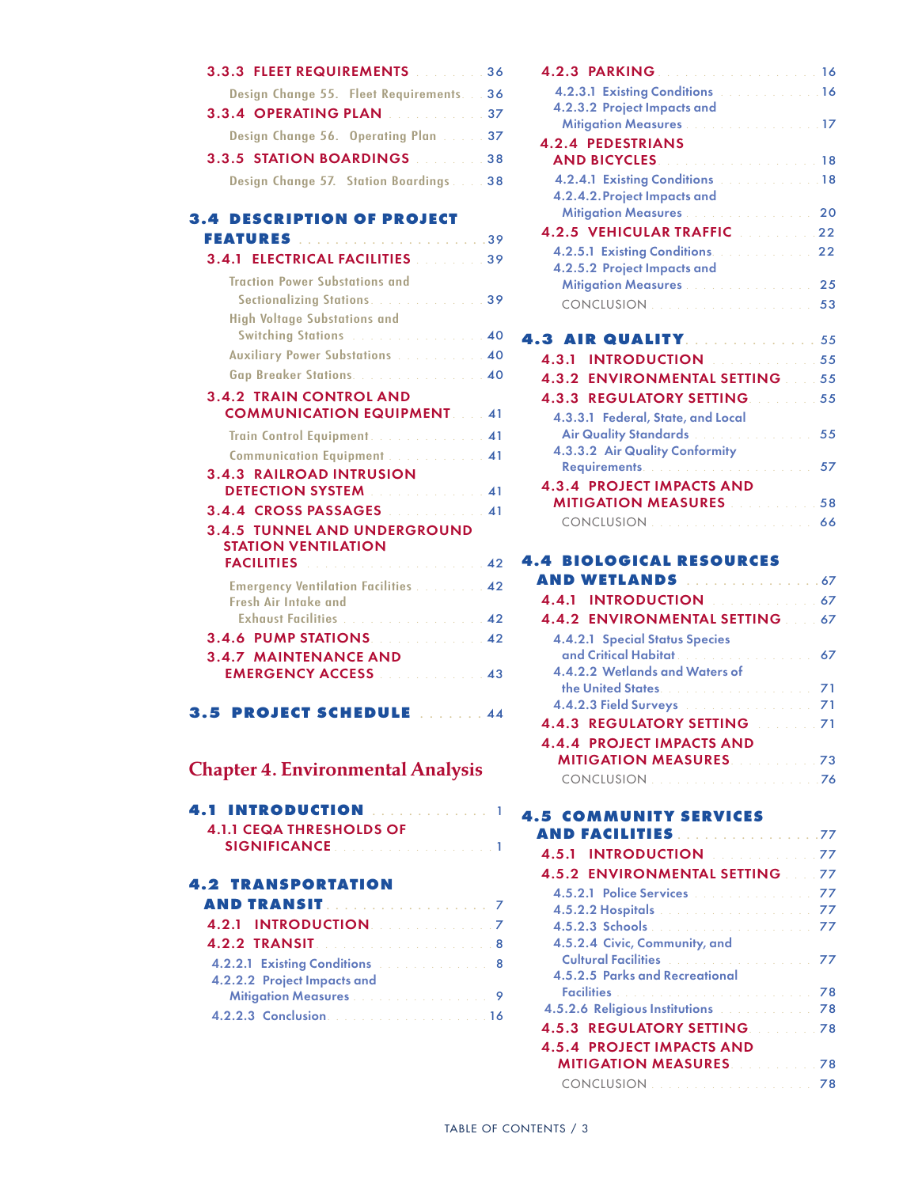- 3.3.3 FLEET REQUIREMENTS . . . 36
  - Design Change 55. Fleet Requirements . . . 36
- 3.3.4 OPERATING PLAN . . . 37
  - Design Change 56. Operating Plan . . . 37
- 3.3.5 STATION BOARDINGS . . . 38
  - Design Change 57. Station Boardings . . . 38

**3.4 DESCRIPTION OF PROJECT FEATURES . . . 39**

- 3.4.1 ELECTRICAL FACILITIES . . . 39
  - Traction Power Substations and Sectionalizing Stations . . . 39
  - High Voltage Substations and Switching Stations . . . 40
  - Auxiliary Power Substations . . . 40
  - Gap Breaker Stations . . . 40
- 3.4.2 TRAIN CONTROL AND COMMUNICATION EQUIPMENT . . . 41
  - Train Control Equipment . . . 41
  - Communication Equipment . . . 41
- 3.4.3 RAILROAD INTRUSION DETECTION SYSTEM . . . 41
- 3.4.4 CROSS PASSAGES . . . 41
- 3.4.5 TUNNEL AND UNDERGROUND STATION VENTILATION FACILITIES . . . 42
  - Emergency Ventilation Facilities . . . 42
  - Fresh Air Intake and Exhaust Facilities . . . 42
- 3.4.6 PUMP STATIONS . . . 42
- 3.4.7 MAINTENANCE AND EMERGENCY ACCESS . . . 43

**3.5 PROJECT SCHEDULE . . . 44**

## Chapter 4. Environmental Analysis

**4.1 INTRODUCTION . . . 1**

- 4.1.1 CEQA THRESHOLDS OF SIGNIFICANCE . . . 1

**4.2 TRANSPORTATION AND TRANSIT . . . 7**

- 4.2.1 INTRODUCTION . . . 7
- 4.2.2 TRANSIT . . . 8
  - 4.2.2.1 Existing Conditions . . . 8
  - 4.2.2.2 Project Impacts and Mitigation Measures . . . 9
  - 4.2.2.3 Conclusion . . . 16
- 4.2.3 PARKING . . . 16
  - 4.2.3.1 Existing Conditions . . . 16
  - 4.2.3.2 Project Impacts and Mitigation Measures . . . 17
- 4.2.4 PEDESTRIANS AND BICYCLES . . . 18
  - 4.2.4.1 Existing Conditions . . . 18
  - 4.2.4.2. Project Impacts and Mitigation Measures . . . 20
- 4.2.5 VEHICULAR TRAFFIC . . . 22
  - 4.2.5.1 Existing Conditions . . . 22
  - 4.2.5.2 Project Impacts and Mitigation Measures . . . 25
  - CONCLUSION . . . 53

**4.3 AIR QUALITY . . . 55**

- 4.3.1 INTRODUCTION . . . 55
- 4.3.2 ENVIRONMENTAL SETTING . . . 55
- 4.3.3 REGULATORY SETTING . . . 55
  - 4.3.3.1 Federal, State, and Local Air Quality Standards . . . 55
  - 4.3.3.2 Air Quality Conformity Requirements . . . 57
- 4.3.4 PROJECT IMPACTS AND MITIGATION MEASURES . . . 58
  - CONCLUSION . . . 66

**4.4 BIOLOGICAL RESOURCES AND WETLANDS . . . 67**

- 4.4.1 INTRODUCTION . . . 67
- 4.4.2 ENVIRONMENTAL SETTING . . . 67
  - 4.4.2.1 Special Status Species and Critical Habitat . . . 67
  - 4.4.2.2 Wetlands and Waters of the United States . . . 71
  - 4.4.2.3 Field Surveys . . . 71
- 4.4.3 REGULATORY SETTING . . . 71
- 4.4.4 PROJECT IMPACTS AND MITIGATION MEASURES . . . 73
  - CONCLUSION . . . 76

**4.5 COMMUNITY SERVICES AND FACILITIES . . . 77**

- 4.5.1 INTRODUCTION . . . 77
- 4.5.2 ENVIRONMENTAL SETTING . . . 77
  - 4.5.2.1 Police Services . . . 77
  - 4.5.2.2 Hospitals . . . 77
  - 4.5.2.3 Schools . . . 77
  - 4.5.2.4 Civic, Community, and Cultural Facilities . . . 77
  - 4.5.2.5 Parks and Recreational Facilities . . . 78
  - 4.5.2.6 Religious Institutions . . . 78
- 4.5.3 REGULATORY SETTING . . . 78
- 4.5.4 PROJECT IMPACTS AND MITIGATION MEASURES . . . 78
  - CONCLUSION . . . 78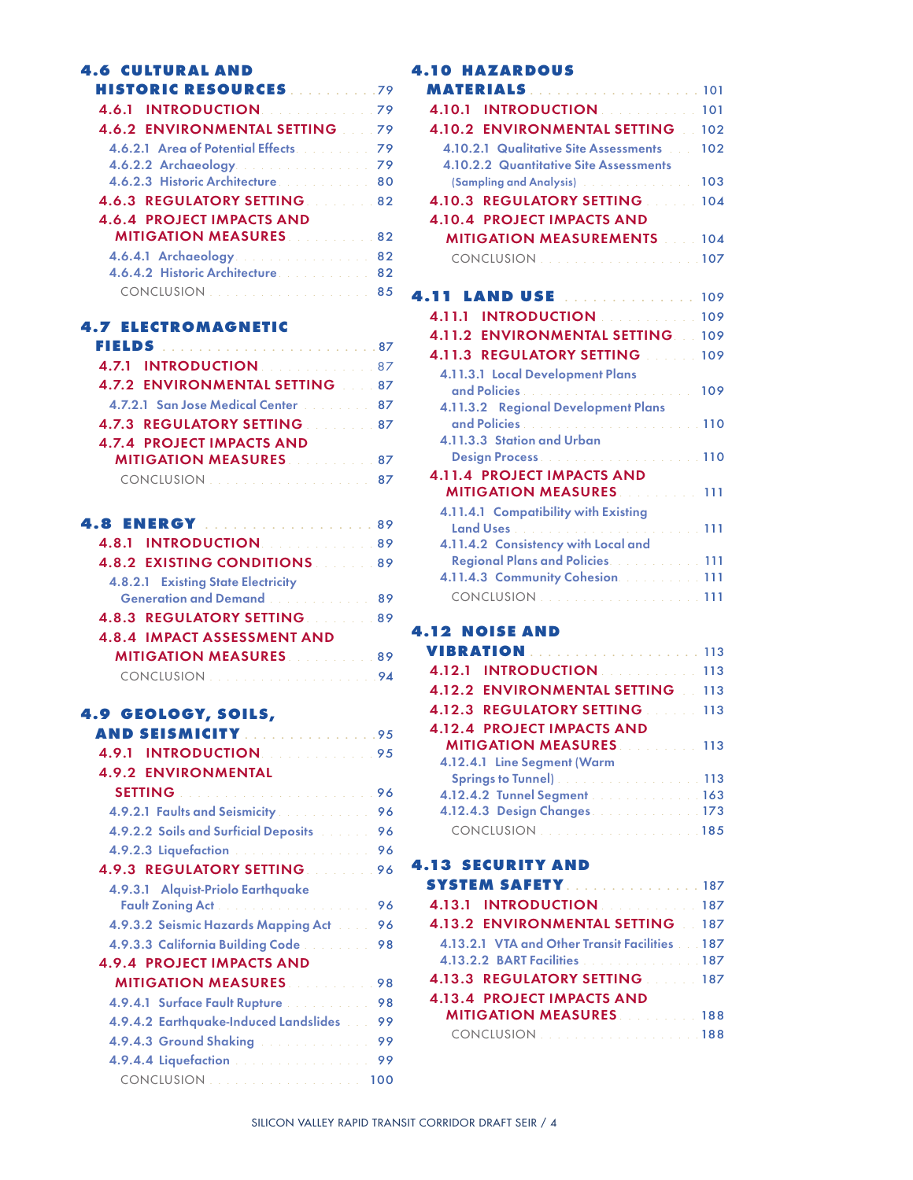**4.6 CULTURAL AND HISTORIC RESOURCES** .......... 79

- 4.6.1 INTRODUCTION .......... 79
- 4.6.2 ENVIRONMENTAL SETTING .......... 79
  - 4.6.2.1 Area of Potential Effects .......... 79
  - 4.6.2.2 Archaeology .......... 79
  - 4.6.2.3 Historic Architecture .......... 80
- 4.6.3 REGULATORY SETTING .......... 82
- 4.6.4 PROJECT IMPACTS AND MITIGATION MEASURES .......... 82
  - 4.6.4.1 Archaeology .......... 82
  - 4.6.4.2 Historic Architecture .......... 82
  - CONCLUSION .......... 85

**4.7 ELECTROMAGNETIC FIELDS** .......... 87

- 4.7.1 INTRODUCTION .......... 87
- 4.7.2 ENVIRONMENTAL SETTING .......... 87
  - 4.7.2.1 San Jose Medical Center .......... 87
- 4.7.3 REGULATORY SETTING .......... 87
- 4.7.4 PROJECT IMPACTS AND MITIGATION MEASURES .......... 87
  - CONCLUSION .......... 87

**4.8 ENERGY** .......... 89

- 4.8.1 INTRODUCTION .......... 89
- 4.8.2 EXISTING CONDITIONS .......... 89
  - 4.8.2.1 Existing State Electricity Generation and Demand .......... 89
- 4.8.3 REGULATORY SETTING .......... 89
- 4.8.4 IMPACT ASSESSMENT AND MITIGATION MEASURES .......... 89
  - CONCLUSION .......... 94

**4.9 GEOLOGY, SOILS, AND SEISMICITY** .......... 95

- 4.9.1 INTRODUCTION .......... 95
- 4.9.2 ENVIRONMENTAL SETTING .......... 96
  - 4.9.2.1 Faults and Seismicity .......... 96
  - 4.9.2.2 Soils and Surficial Deposits .......... 96
  - 4.9.2.3 Liquefaction .......... 96
- 4.9.3 REGULATORY SETTING .......... 96
  - 4.9.3.1 Alquist-Priolo Earthquake Fault Zoning Act .......... 96
  - 4.9.3.2 Seismic Hazards Mapping Act .......... 96
  - 4.9.3.3 California Building Code .......... 98
- 4.9.4 PROJECT IMPACTS AND MITIGATION MEASURES .......... 98
  - 4.9.4.1 Surface Fault Rupture .......... 98
  - 4.9.4.2 Earthquake-Induced Landslides .......... 99
  - 4.9.4.3 Ground Shaking .......... 99
  - 4.9.4.4 Liquefaction .......... 99
  - CONCLUSION .......... 100

**4.10 HAZARDOUS MATERIALS** .......... 101

- 4.10.1 INTRODUCTION .......... 101
- 4.10.2 ENVIRONMENTAL SETTING .......... 102
  - 4.10.2.1 Qualitative Site Assessments .......... 102
  - 4.10.2.2 Quantitative Site Assessments (Sampling and Analysis) .......... 103
- 4.10.3 REGULATORY SETTING .......... 104
- 4.10.4 PROJECT IMPACTS AND MITIGATION MEASUREMENTS .......... 104
  - CONCLUSION .......... 107

**4.11 LAND USE** .......... 109

- 4.11.1 INTRODUCTION .......... 109
- 4.11.2 ENVIRONMENTAL SETTING .......... 109
- 4.11.3 REGULATORY SETTING .......... 109
  - 4.11.3.1 Local Development Plans and Policies .......... 109
  - 4.11.3.2 Regional Development Plans and Policies .......... 110
  - 4.11.3.3 Station and Urban Design Process .......... 110
- 4.11.4 PROJECT IMPACTS AND MITIGATION MEASURES .......... 111
  - 4.11.4.1 Compatibility with Existing Land Uses .......... 111
  - 4.11.4.2 Consistency with Local and Regional Plans and Policies .......... 111
  - 4.11.4.3 Community Cohesion .......... 111
  - CONCLUSION .......... 111

**4.12 NOISE AND VIBRATION** .......... 113

- 4.12.1 INTRODUCTION .......... 113
- 4.12.2 ENVIRONMENTAL SETTING .......... 113
- 4.12.3 REGULATORY SETTING .......... 113
- 4.12.4 PROJECT IMPACTS AND MITIGATION MEASURES .......... 113
  - 4.12.4.1 Line Segment (Warm Springs to Tunnel) .......... 113
  - 4.12.4.2 Tunnel Segment .......... 163
  - 4.12.4.3 Design Changes .......... 173
  - CONCLUSION .......... 185

**4.13 SECURITY AND SYSTEM SAFETY** .......... 187

- 4.13.1 INTRODUCTION .......... 187
- 4.13.2 ENVIRONMENTAL SETTING .......... 187
  - 4.13.2.1 VTA and Other Transit Facilities .......... 187
  - 4.13.2.2 BART Facilities .......... 187
- 4.13.3 REGULATORY SETTING .......... 187
- 4.13.4 PROJECT IMPACTS AND MITIGATION MEASURES .......... 188
  - CONCLUSION .......... 188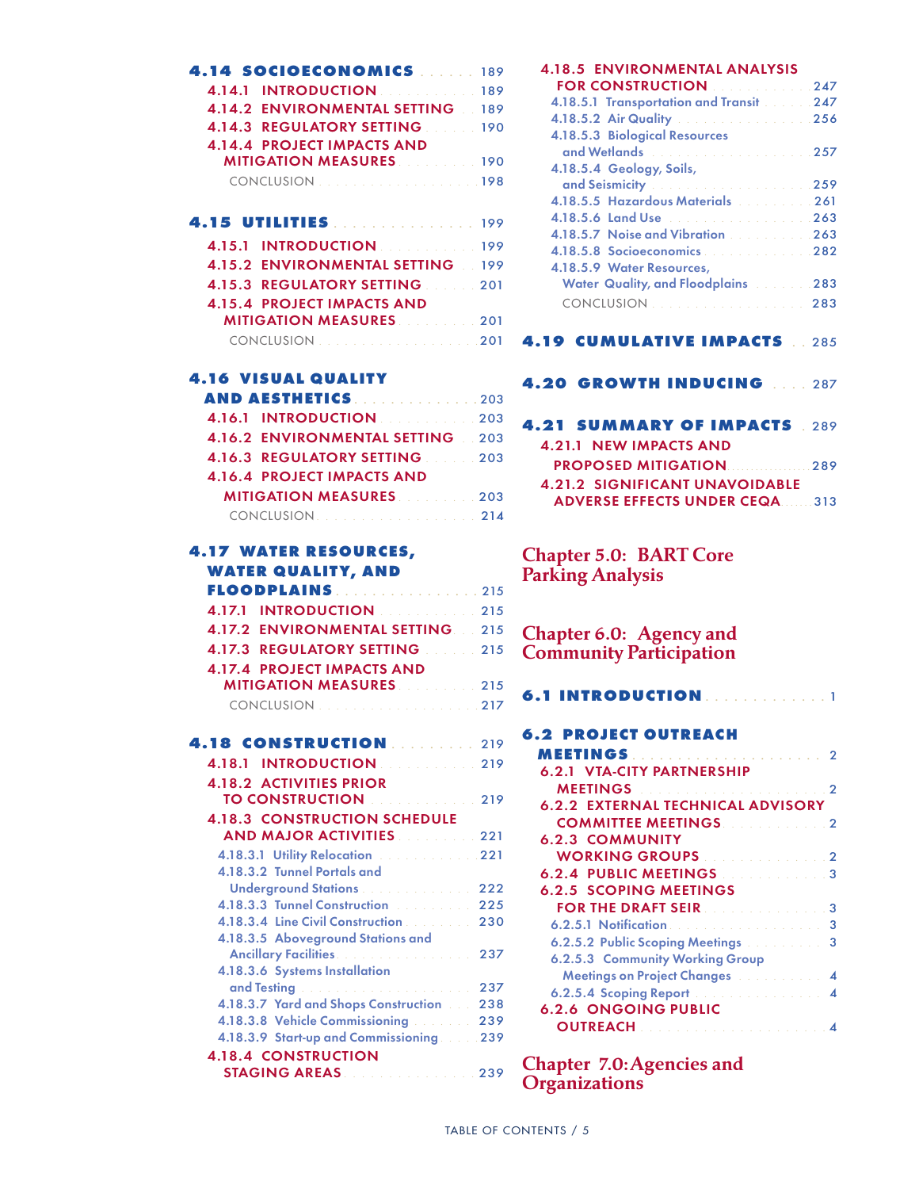- **4.14 SOCIOECONOMICS** ...... 189
  - 4.14.1 INTRODUCTION ...... 189
  - 4.14.2 ENVIRONMENTAL SETTING ...... 189
  - 4.14.3 REGULATORY SETTING ...... 190
  - 4.14.4 PROJECT IMPACTS AND MITIGATION MEASURES ...... 190
    - CONCLUSION ...... 198

- **4.15 UTILITIES** ...... 199
  - 4.15.1 INTRODUCTION ...... 199
  - 4.15.2 ENVIRONMENTAL SETTING ...... 199
  - 4.15.3 REGULATORY SETTING ...... 201
  - 4.15.4 PROJECT IMPACTS AND MITIGATION MEASURES ...... 201
    - CONCLUSION ...... 201

- **4.16 VISUAL QUALITY AND AESTHETICS** ...... 203
  - 4.16.1 INTRODUCTION ...... 203
  - 4.16.2 ENVIRONMENTAL SETTING ...... 203
  - 4.16.3 REGULATORY SETTING ...... 203
  - 4.16.4 PROJECT IMPACTS AND MITIGATION MEASURES ...... 203
    - CONCLUSION ...... 214

- **4.17 WATER RESOURCES, WATER QUALITY, AND FLOODPLAINS** ...... 215
  - 4.17.1 INTRODUCTION ...... 215
  - 4.17.2 ENVIRONMENTAL SETTING ...... 215
  - 4.17.3 REGULATORY SETTING ...... 215
  - 4.17.4 PROJECT IMPACTS AND MITIGATION MEASURES ...... 215
    - CONCLUSION ...... 217

- **4.18 CONSTRUCTION** ...... 219
  - 4.18.1 INTRODUCTION ...... 219
  - 4.18.2 ACTIVITIES PRIOR TO CONSTRUCTION ...... 219
  - 4.18.3 CONSTRUCTION SCHEDULE AND MAJOR ACTIVITIES ...... 221
    - 4.18.3.1 Utility Relocation ...... 221
    - 4.18.3.2 Tunnel Portals and Underground Stations ...... 222
    - 4.18.3.3 Tunnel Construction ...... 225
    - 4.18.3.4 Line Civil Construction ...... 230
    - 4.18.3.5 Aboveground Stations and Ancillary Facilities ...... 237
    - 4.18.3.6 Systems Installation and Testing ...... 237
    - 4.18.3.7 Yard and Shops Construction ...... 238
    - 4.18.3.8 Vehicle Commissioning ...... 239
    - 4.18.3.9 Start-up and Commissioning ...... 239
  - 4.18.4 CONSTRUCTION STAGING AREAS ...... 239
  - 4.18.5 ENVIRONMENTAL ANALYSIS FOR CONSTRUCTION ...... 247
    - 4.18.5.1 Transportation and Transit ...... 247
    - 4.18.5.2 Air Quality ...... 256
    - 4.18.5.3 Biological Resources and Wetlands ...... 257
    - 4.18.5.4 Geology, Soils, and Seismicity ...... 259
    - 4.18.5.5 Hazardous Materials ...... 261
    - 4.18.5.6 Land Use ...... 263
    - 4.18.5.7 Noise and Vibration ...... 263
    - 4.18.5.8 Socioeconomics ...... 282
    - 4.18.5.9 Water Resources, Water Quality, and Floodplains ...... 283
    - CONCLUSION ...... 283

- **4.19 CUMULATIVE IMPACTS** ...... 285

- **4.20 GROWTH INDUCING** ...... 287

- **4.21 SUMMARY OF IMPACTS** ...... 289
  - 4.21.1 NEW IMPACTS AND PROPOSED MITIGATION ...... 289
  - 4.21.2 SIGNIFICANT UNAVOIDABLE ADVERSE EFFECTS UNDER CEQA ...... 313

## Chapter 5.0: BART Core Parking Analysis

## Chapter 6.0: Agency and Community Participation

- **6.1 INTRODUCTION** ...... 1

- **6.2 PROJECT OUTREACH MEETINGS** ...... 2
  - 6.2.1 VTA-CITY PARTNERSHIP MEETINGS ...... 2
  - 6.2.2 EXTERNAL TECHNICAL ADVISORY COMMITTEE MEETINGS ...... 2
  - 6.2.3 COMMUNITY WORKING GROUPS ...... 2
  - 6.2.4 PUBLIC MEETINGS ...... 3
  - 6.2.5 SCOPING MEETINGS FOR THE DRAFT SEIR ...... 3
    - 6.2.5.1 Notification ...... 3
    - 6.2.5.2 Public Scoping Meetings ...... 3
    - 6.2.5.3 Community Working Group Meetings on Project Changes ...... 4
    - 6.2.5.4 Scoping Report ...... 4
  - 6.2.6 ONGOING PUBLIC OUTREACH ...... 4

## Chapter 7.0: Agencies and Organizations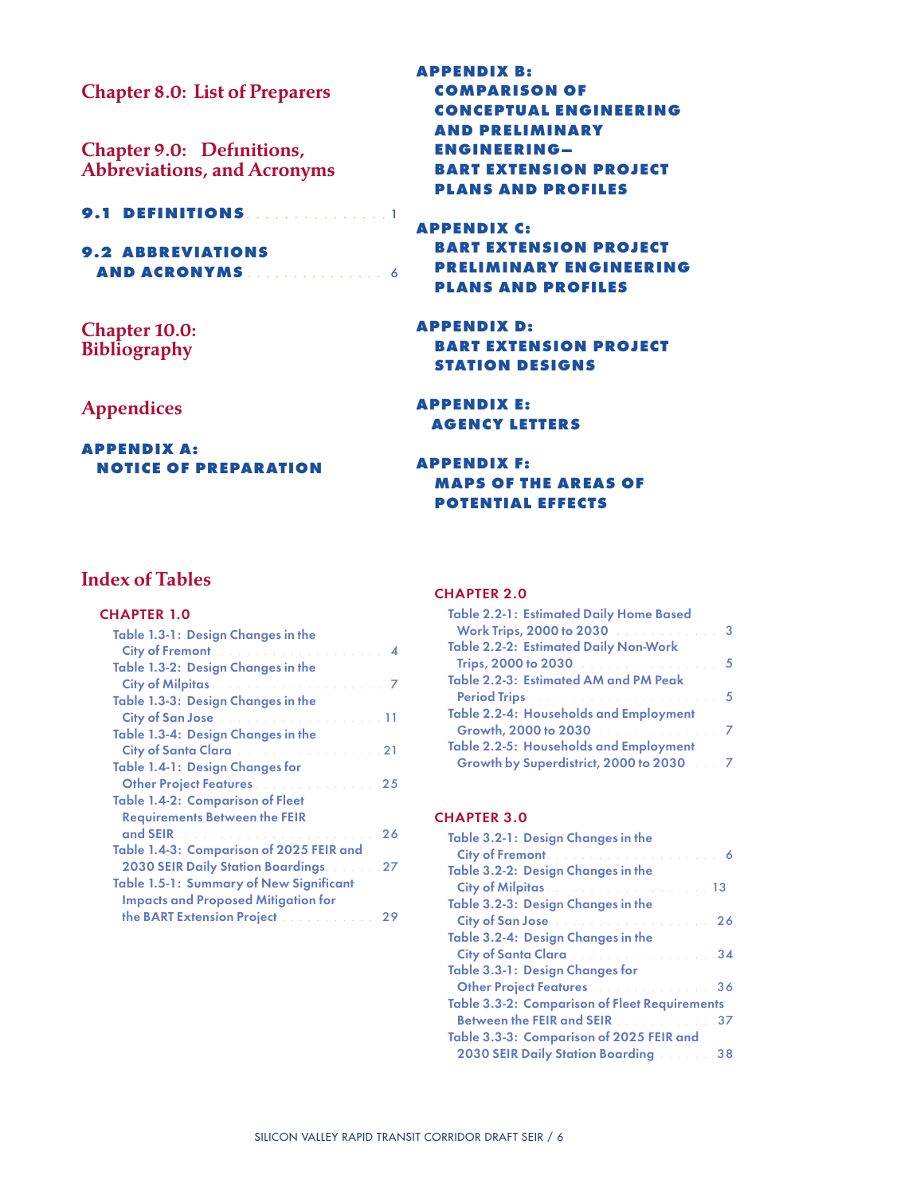## Chapter 8.0: List of Preparers

## Chapter 9.0: Definitions, Abbreviations, and Acronyms

**9.1 DEFINITIONS** . . . . . . . . . . . . . . . . 1

**9.2 ABBREVIATIONS AND ACRONYMS** . . . . . . . . . . . . . . . . 6

## Chapter 10.0: Bibliography

## Appendices

**APPENDIX A: NOTICE OF PREPARATION**

**APPENDIX B: COMPARISON OF CONCEPTUAL ENGINEERING AND PRELIMINARY ENGINEERING— BART EXTENSION PROJECT PLANS AND PROFILES**

**APPENDIX C: BART EXTENSION PROJECT PRELIMINARY ENGINEERING PLANS AND PROFILES**

**APPENDIX D: BART EXTENSION PROJECT STATION DESIGNS**

**APPENDIX E: AGENCY LETTERS**

**APPENDIX F: MAPS OF THE AREAS OF POTENTIAL EFFECTS**

## Index of Tables

### CHAPTER 1.0

- Table 1.3-1: Design Changes in the City of Fremont . . . . . . . . . . 4
- Table 1.3-2: Design Changes in the City of Milpitas . . . . . . . . . . 7
- Table 1.3-3: Design Changes in the City of San Jose . . . . . . . . . . 11
- Table 1.3-4: Design Changes in the City of Santa Clara . . . . . . . . . . 21
- Table 1.4-1: Design Changes for Other Project Features . . . . . . . . . . 25
- Table 1.4-2: Comparison of Fleet Requirements Between the FEIR and SEIR . . . . . . . . . . 26
- Table 1.4-3: Comparison of 2025 FEIR and 2030 SEIR Daily Station Boardings . . . . . . . . . . 27
- Table 1.5-1: Summary of New Significant Impacts and Proposed Mitigation for the BART Extension Project . . . . . . . . . . 29

### CHAPTER 2.0

- Table 2.2-1: Estimated Daily Home Based Work Trips, 2000 to 2030 . . . . . . . . . . 3
- Table 2.2-2: Estimated Daily Non-Work Trips, 2000 to 2030 . . . . . . . . . . 5
- Table 2.2-3: Estimated AM and PM Peak Period Trips . . . . . . . . . . 5
- Table 2.2-4: Households and Employment Growth, 2000 to 2030 . . . . . . . . . . 7
- Table 2.2-5: Households and Employment Growth by Superdistrict, 2000 to 2030 . . . . . . . . . . 7

### CHAPTER 3.0

- Table 3.2-1: Design Changes in the City of Fremont . . . . . . . . . . 6
- Table 3.2-2: Design Changes in the City of Milpitas . . . . . . . . . . 13
- Table 3.2-3: Design Changes in the City of San Jose . . . . . . . . . . 26
- Table 3.2-4: Design Changes in the City of Santa Clara . . . . . . . . . . 34
- Table 3.3-1: Design Changes for Other Project Features . . . . . . . . . . 36
- Table 3.3-2: Comparison of Fleet Requirements Between the FEIR and SEIR . . . . . . . . . . 37
- Table 3.3-3: Comparison of 2025 FEIR and 2030 SEIR Daily Station Boarding . . . . . . . . . . 38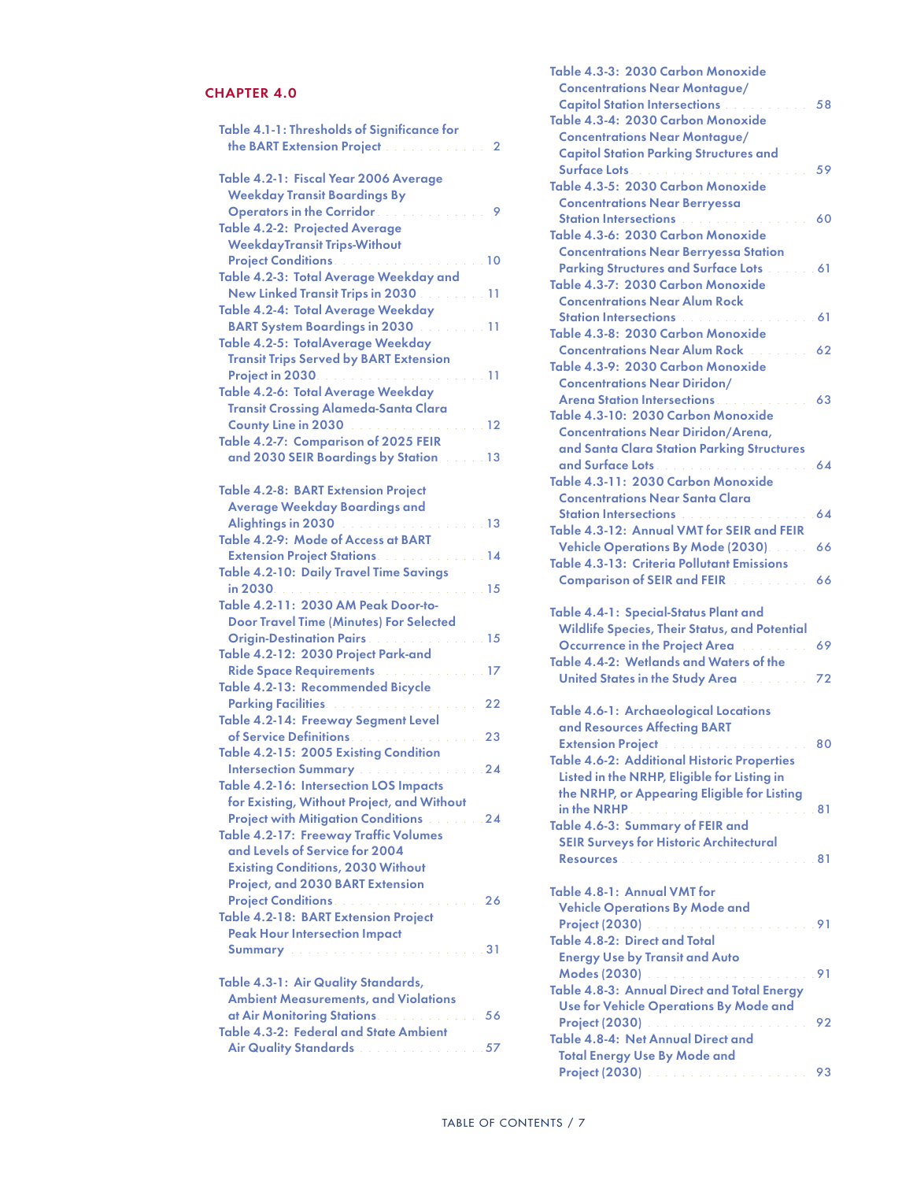## CHAPTER 4.0

Table 4.1-1: Thresholds of Significance for the BART Extension Project . . . 2

Table 4.2-1: Fiscal Year 2006 Average Weekday Transit Boardings By Operators in the Corridor . . . 9
Table 4.2-2: Projected Average WeekdayTransit Trips-Without Project Conditions . . . 10
Table 4.2-3: Total Average Weekday and New Linked Transit Trips in 2030 . . . 11
Table 4.2-4: Total Average Weekday BART System Boardings in 2030 . . . 11
Table 4.2-5: TotalAverage Weekday Transit Trips Served by BART Extension Project in 2030 . . . 11
Table 4.2-6: Total Average Weekday Transit Crossing Alameda-Santa Clara County Line in 2030 . . . 12
Table 4.2-7: Comparison of 2025 FEIR and 2030 SEIR Boardings by Station . . . 13

Table 4.2-8: BART Extension Project Average Weekday Boardings and Alightings in 2030 . . . 13
Table 4.2-9: Mode of Access at BART Extension Project Stations . . . 14
Table 4.2-10: Daily Travel Time Savings in 2030 . . . 15
Table 4.2-11: 2030 AM Peak Door-to-Door Travel Time (Minutes) For Selected Origin-Destination Pairs . . . 15
Table 4.2-12: 2030 Project Park-and Ride Space Requirements . . . 17
Table 4.2-13: Recommended Bicycle Parking Facilities . . . 22
Table 4.2-14: Freeway Segment Level of Service Definitions . . . 23
Table 4.2-15: 2005 Existing Condition Intersection Summary . . . 24
Table 4.2-16: Intersection LOS Impacts for Existing, Without Project, and Without Project with Mitigation Conditions . . . 24
Table 4.2-17: Freeway Traffic Volumes and Levels of Service for 2004 Existing Conditions, 2030 Without Project, and 2030 BART Extension Project Conditions . . . 26
Table 4.2-18: BART Extension Project Peak Hour Intersection Impact Summary . . . 31

Table 4.3-1: Air Quality Standards, Ambient Measurements, and Violations at Air Monitoring Stations . . . 56
Table 4.3-2: Federal and State Ambient Air Quality Standards . . . 57
Table 4.3-3: 2030 Carbon Monoxide Concentrations Near Montague/ Capitol Station Intersections . . . 58
Table 4.3-4: 2030 Carbon Monoxide Concentrations Near Montague/ Capitol Station Parking Structures and Surface Lots . . . 59
Table 4.3-5: 2030 Carbon Monoxide Concentrations Near Berryessa Station Intersections . . . 60
Table 4.3-6: 2030 Carbon Monoxide Concentrations Near Berryessa Station Parking Structures and Surface Lots . . . 61
Table 4.3-7: 2030 Carbon Monoxide Concentrations Near Alum Rock Station Intersections . . . 61
Table 4.3-8: 2030 Carbon Monoxide Concentrations Near Alum Rock . . . 62
Table 4.3-9: 2030 Carbon Monoxide Concentrations Near Diridon/ Arena Station Intersections . . . 63
Table 4.3-10: 2030 Carbon Monoxide Concentrations Near Diridon/Arena, and Santa Clara Station Parking Structures and Surface Lots . . . 64
Table 4.3-11: 2030 Carbon Monoxide Concentrations Near Santa Clara Station Intersections . . . 64
Table 4.3-12: Annual VMT for SEIR and FEIR Vehicle Operations By Mode (2030) . . . 66
Table 4.3-13: Criteria Pollutant Emissions Comparison of SEIR and FEIR . . . 66

Table 4.4-1: Special-Status Plant and Wildlife Species, Their Status, and Potential Occurrence in the Project Area . . . 69
Table 4.4-2: Wetlands and Waters of the United States in the Study Area . . . 72

Table 4.6-1: Archaeological Locations and Resources Affecting BART Extension Project . . . 80
Table 4.6-2: Additional Historic Properties Listed in the NRHP, Eligible for Listing in the NRHP, or Appearing Eligible for Listing in the NRHP . . . 81
Table 4.6-3: Summary of FEIR and SEIR Surveys for Historic Architectural Resources . . . 81

Table 4.8-1: Annual VMT for Vehicle Operations By Mode and Project (2030) . . . 91
Table 4.8-2: Direct and Total Energy Use by Transit and Auto Modes (2030) . . . 91
Table 4.8-3: Annual Direct and Total Energy Use for Vehicle Operations By Mode and Project (2030) . . . 92
Table 4.8-4: Net Annual Direct and Total Energy Use By Mode and Project (2030) . . . 93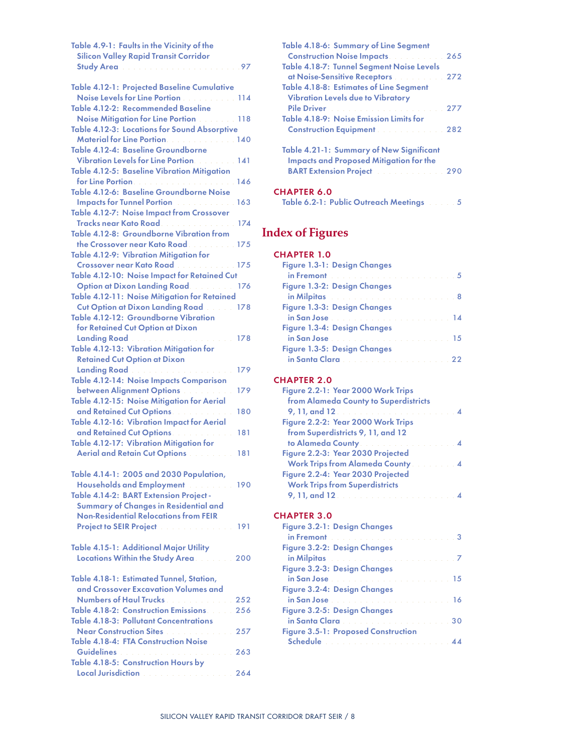Table 4.9-1: Faults in the Vicinity of the Silicon Valley Rapid Transit Corridor Study Area . . . 97

Table 4.12-1: Projected Baseline Cumulative Noise Levels for Line Portion . . . 114
Table 4.12-2: Recommended Baseline Noise Mitigation for Line Portion . . . 118
Table 4.12-3: Locations for Sound Absorptive Material for Line Portion . . . 140
Table 4.12-4: Baseline Groundborne Vibration Levels for Line Portion . . . 141
Table 4.12-5: Baseline Vibration Mitigation for Line Portion . . . 146
Table 4.12-6: Baseline Groundborne Noise Impacts for Tunnel Portion . . . 163
Table 4.12-7: Noise Impact from Crossover Tracks near Kato Road . . . 174
Table 4.12-8: Groundborne Vibration from the Crossover near Kato Road . . . 175
Table 4.12-9: Vibration Mitigation for Crossover near Kato Road . . . 175
Table 4.12-10: Noise Impact for Retained Cut Option at Dixon Landing Road . . . 176
Table 4.12-11: Noise Mitigation for Retained Cut Option at Dixon Landing Road . . . 178
Table 4.12-12: Groundborne Vibration for Retained Cut Option at Dixon Landing Road . . . 178
Table 4.12-13: Vibration Mitigation for Retained Cut Option at Dixon Landing Road . . . 179
Table 4.12-14: Noise Impacts Comparison between Alignment Options . . . 179
Table 4.12-15: Noise Mitigation for Aerial and Retained Cut Options . . . 180
Table 4.12-16: Vibration Impact for Aerial and Retained Cut Options . . . 181
Table 4.12-17: Vibration Mitigation for Aerial and Retain Cut Options . . . 181

Table 4.14-1: 2005 and 2030 Population, Households and Employment . . . 190
Table 4.14-2: BART Extension Project - Summary of Changes in Residential and Non-Residential Relocations from FEIR Project to SEIR Project . . . 191

Table 4.15-1: Additional Major Utility Locations Within the Study Area . . . 200

Table 4.18-1: Estimated Tunnel, Station, and Crossover Excavation Volumes and Numbers of Haul Trucks . . . 252
Table 4.18-2: Construction Emissions . . . 256
Table 4.18-3: Pollutant Concentrations Near Construction Sites . . . 257
Table 4.18-4: FTA Construction Noise Guidelines . . . 263
Table 4.18-5: Construction Hours by Local Jurisdiction . . . 264
Table 4.18-6: Summary of Line Segment Construction Noise Impacts . . . 265
Table 4.18-7: Tunnel Segment Noise Levels at Noise-Sensitive Receptors . . . 272
Table 4.18-8: Estimates of Line Segment Vibration Levels due to Vibratory Pile Driver . . . 277
Table 4.18-9: Noise Emission Limits for Construction Equipment . . . 282

Table 4.21-1: Summary of New Significant Impacts and Proposed Mitigation for the BART Extension Project . . . 290

### CHAPTER 6.0

Table 6.2-1: Public Outreach Meetings . . . 5

## Index of Figures

### CHAPTER 1.0

Figure 1.3-1: Design Changes in Fremont . . . 5
Figure 1.3-2: Design Changes in Milpitas . . . 8
Figure 1.3-3: Design Changes in San Jose . . . 14
Figure 1.3-4: Design Changes in San Jose . . . 15
Figure 1.3-5: Design Changes in Santa Clara . . . 22

### CHAPTER 2.0

Figure 2.2-1: Year 2000 Work Trips from Alameda County to Superdistricts 9, 11, and 12 . . . 4
Figure 2.2-2: Year 2000 Work Trips from Superdistricts 9, 11, and 12 to Alameda County . . . 4
Figure 2.2-3: Year 2030 Projected Work Trips from Alameda County . . . 4
Figure 2.2-4: Year 2030 Projected Work Trips from Superdistricts 9, 11, and 12 . . . 4

### CHAPTER 3.0

Figure 3.2-1: Design Changes in Fremont . . . 3
Figure 3.2-2: Design Changes in Milpitas . . . 7
Figure 3.2-3: Design Changes in San Jose . . . 15
Figure 3.2-4: Design Changes in San Jose . . . 16
Figure 3.2-5: Design Changes in Santa Clara . . . 30
Figure 3.5-1: Proposed Construction Schedule . . . 44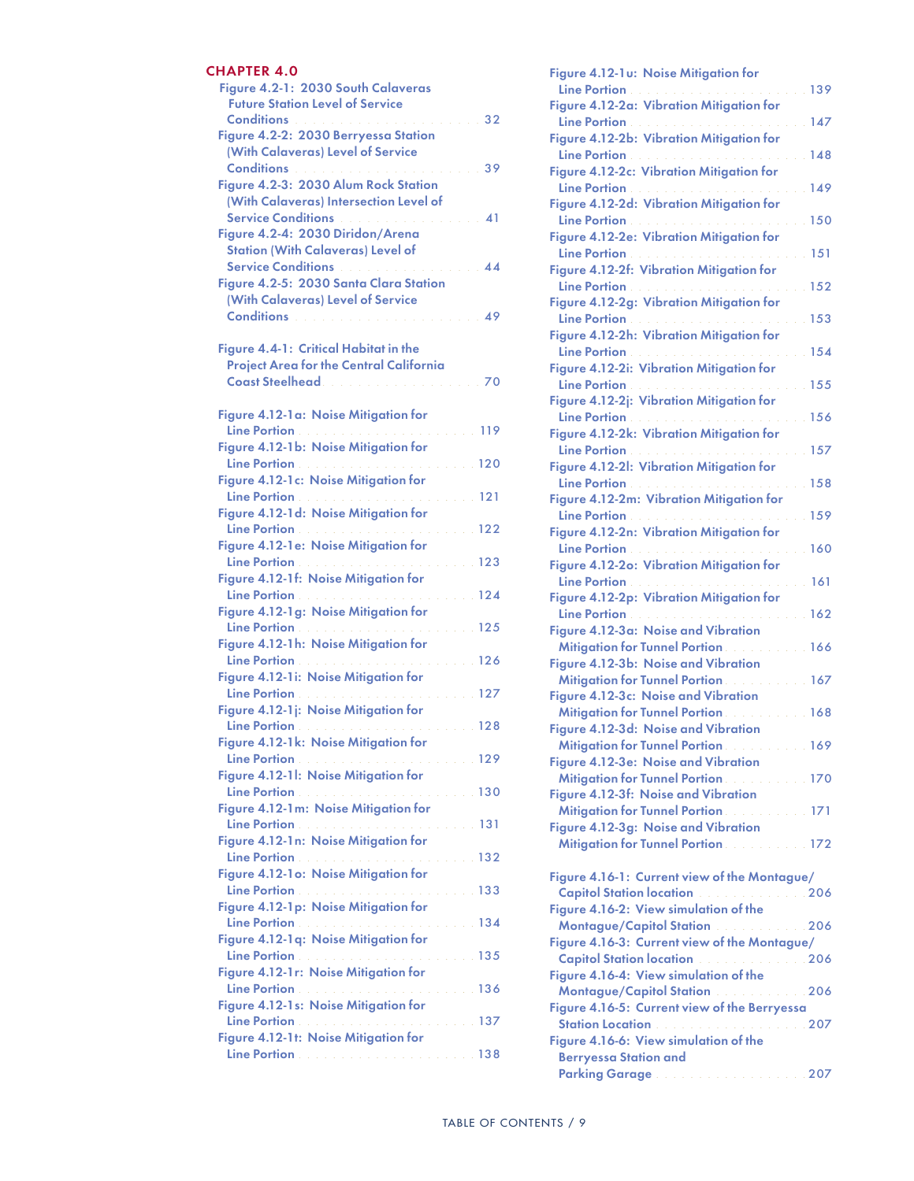## CHAPTER 4.0

Figure 4.2-1: 2030 South Calaveras Future Station Level of Service Conditions . . . 32
Figure 4.2-2: 2030 Berryessa Station (With Calaveras) Level of Service Conditions . . . 39
Figure 4.2-3: 2030 Alum Rock Station (With Calaveras) Intersection Level of Service Conditions . . . 41
Figure 4.2-4: 2030 Diridon/Arena Station (With Calaveras) Level of Service Conditions . . . 44
Figure 4.2-5: 2030 Santa Clara Station (With Calaveras) Level of Service Conditions . . . 49

Figure 4.4-1: Critical Habitat in the Project Area for the Central California Coast Steelhead . . . 70

Figure 4.12-1a: Noise Mitigation for Line Portion . . . 119
Figure 4.12-1b: Noise Mitigation for Line Portion . . . 120
Figure 4.12-1c: Noise Mitigation for Line Portion . . . 121
Figure 4.12-1d: Noise Mitigation for Line Portion . . . 122
Figure 4.12-1e: Noise Mitigation for Line Portion . . . 123
Figure 4.12-1f: Noise Mitigation for Line Portion . . . 124
Figure 4.12-1g: Noise Mitigation for Line Portion . . . 125
Figure 4.12-1h: Noise Mitigation for Line Portion . . . 126
Figure 4.12-1i: Noise Mitigation for Line Portion . . . 127
Figure 4.12-1j: Noise Mitigation for Line Portion . . . 128
Figure 4.12-1k: Noise Mitigation for Line Portion . . . 129
Figure 4.12-1l: Noise Mitigation for Line Portion . . . 130
Figure 4.12-1m: Noise Mitigation for Line Portion . . . 131
Figure 4.12-1n: Noise Mitigation for Line Portion . . . 132
Figure 4.12-1o: Noise Mitigation for Line Portion . . . 133
Figure 4.12-1p: Noise Mitigation for Line Portion . . . 134
Figure 4.12-1q: Noise Mitigation for Line Portion . . . 135
Figure 4.12-1r: Noise Mitigation for Line Portion . . . 136
Figure 4.12-1s: Noise Mitigation for Line Portion . . . 137
Figure 4.12-1t: Noise Mitigation for Line Portion . . . 138
Figure 4.12-1u: Noise Mitigation for Line Portion . . . 139
Figure 4.12-2a: Vibration Mitigation for Line Portion . . . 147
Figure 4.12-2b: Vibration Mitigation for Line Portion . . . 148
Figure 4.12-2c: Vibration Mitigation for Line Portion . . . 149
Figure 4.12-2d: Vibration Mitigation for Line Portion . . . 150
Figure 4.12-2e: Vibration Mitigation for Line Portion . . . 151
Figure 4.12-2f: Vibration Mitigation for Line Portion . . . 152
Figure 4.12-2g: Vibration Mitigation for Line Portion . . . 153
Figure 4.12-2h: Vibration Mitigation for Line Portion . . . 154
Figure 4.12-2i: Vibration Mitigation for Line Portion . . . 155
Figure 4.12-2j: Vibration Mitigation for Line Portion . . . 156
Figure 4.12-2k: Vibration Mitigation for Line Portion . . . 157
Figure 4.12-2l: Vibration Mitigation for Line Portion . . . 158
Figure 4.12-2m: Vibration Mitigation for Line Portion . . . 159
Figure 4.12-2n: Vibration Mitigation for Line Portion . . . 160
Figure 4.12-2o: Vibration Mitigation for Line Portion . . . 161
Figure 4.12-2p: Vibration Mitigation for Line Portion . . . 162
Figure 4.12-3a: Noise and Vibration Mitigation for Tunnel Portion . . . 166
Figure 4.12-3b: Noise and Vibration Mitigation for Tunnel Portion . . . 167
Figure 4.12-3c: Noise and Vibration Mitigation for Tunnel Portion . . . 168
Figure 4.12-3d: Noise and Vibration Mitigation for Tunnel Portion . . . 169
Figure 4.12-3e: Noise and Vibration Mitigation for Tunnel Portion . . . 170
Figure 4.12-3f: Noise and Vibration Mitigation for Tunnel Portion . . . 171
Figure 4.12-3g: Noise and Vibration Mitigation for Tunnel Portion . . . 172

Figure 4.16-1: Current view of the Montague/Capitol Station location . . . 206
Figure 4.16-2: View simulation of the Montague/Capitol Station . . . 206
Figure 4.16-3: Current view of the Montague/Capitol Station location . . . 206
Figure 4.16-4: View simulation of the Montague/Capitol Station . . . 206
Figure 4.16-5: Current view of the Berryessa Station Location . . . 207
Figure 4.16-6: View simulation of the Berryessa Station and Parking Garage . . . 207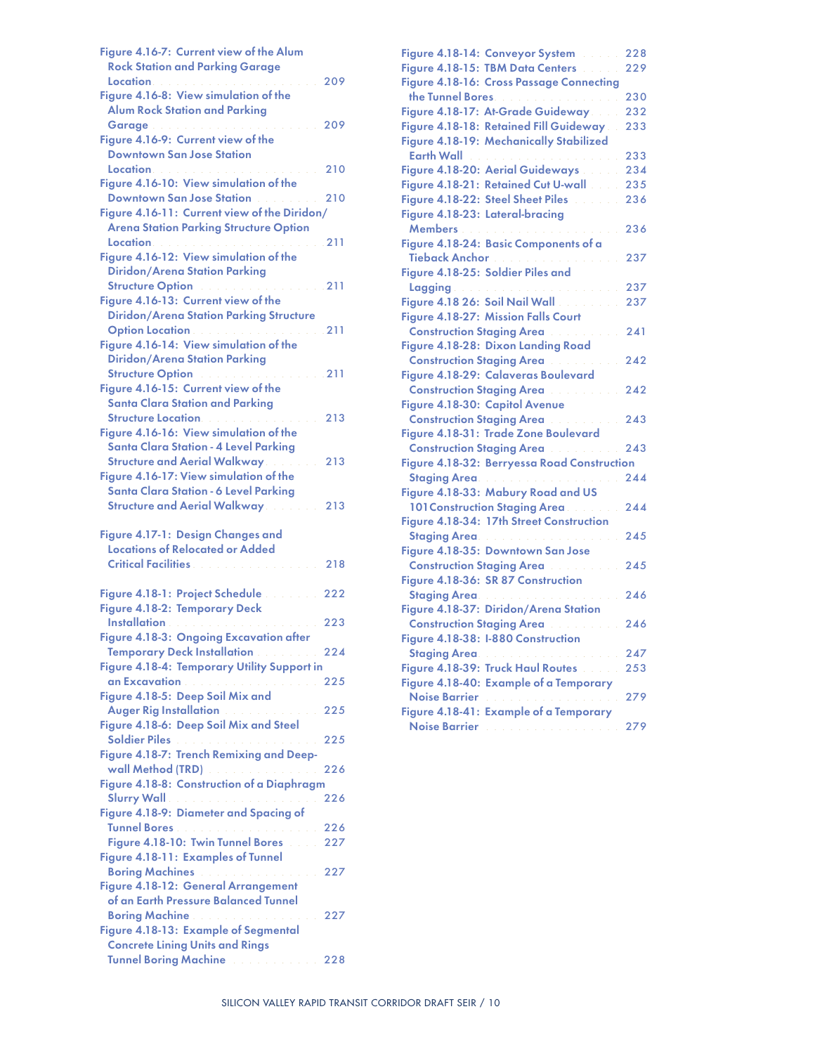Figure 4.16-7: Current view of the Alum Rock Station and Parking Garage Location . . . 209
Figure 4.16-8: View simulation of the Alum Rock Station and Parking Garage . . . 209
Figure 4.16-9: Current view of the Downtown San Jose Station Location . . . 210
Figure 4.16-10: View simulation of the Downtown San Jose Station . . . 210
Figure 4.16-11: Current view of the Diridon/Arena Station Parking Structure Option Location . . . 211
Figure 4.16-12: View simulation of the Diridon/Arena Station Parking Structure Option . . . 211
Figure 4.16-13: Current view of the Diridon/Arena Station Parking Structure Option Location . . . 211
Figure 4.16-14: View simulation of the Diridon/Arena Station Parking Structure Option . . . 211
Figure 4.16-15: Current view of the Santa Clara Station and Parking Structure Location . . . 213
Figure 4.16-16: View simulation of the Santa Clara Station - 4 Level Parking Structure and Aerial Walkway . . . 213
Figure 4.16-17: View simulation of the Santa Clara Station - 6 Level Parking Structure and Aerial Walkway . . . 213

Figure 4.17-1: Design Changes and Locations of Relocated or Added Critical Facilities . . . 218

Figure 4.18-1: Project Schedule . . . 222
Figure 4.18-2: Temporary Deck Installation . . . 223
Figure 4.18-3: Ongoing Excavation after Temporary Deck Installation . . . 224
Figure 4.18-4: Temporary Utility Support in an Excavation . . . 225
Figure 4.18-5: Deep Soil Mix and Auger Rig Installation . . . 225
Figure 4.18-6: Deep Soil Mix and Steel Soldier Piles . . . 225
Figure 4.18-7: Trench Remixing and Deep-wall Method (TRD) . . . 226
Figure 4.18-8: Construction of a Diaphragm Slurry Wall . . . 226
Figure 4.18-9: Diameter and Spacing of Tunnel Bores . . . 226
Figure 4.18-10: Twin Tunnel Bores . . . 227
Figure 4.18-11: Examples of Tunnel Boring Machines . . . 227
Figure 4.18-12: General Arrangement of an Earth Pressure Balanced Tunnel Boring Machine . . . 227
Figure 4.18-13: Example of Segmental Concrete Lining Units and Rings Tunnel Boring Machine . . . 228
Figure 4.18-14: Conveyor System . . . 228
Figure 4.18-15: TBM Data Centers . . . 229
Figure 4.18-16: Cross Passage Connecting the Tunnel Bores . . . 230
Figure 4.18-17: At-Grade Guideway . . . 232
Figure 4.18-18: Retained Fill Guideway . . . 233
Figure 4.18-19: Mechanically Stabilized Earth Wall . . . 233
Figure 4.18-20: Aerial Guideways . . . 234
Figure 4.18-21: Retained Cut U-wall . . . 235
Figure 4.18-22: Steel Sheet Piles . . . 236
Figure 4.18-23: Lateral-bracing Members . . . 236
Figure 4.18-24: Basic Components of a Tieback Anchor . . . 237
Figure 4.18-25: Soldier Piles and Lagging . . . 237
Figure 4.18 26: Soil Nail Wall . . . 237
Figure 4.18-27: Mission Falls Court Construction Staging Area . . . 241
Figure 4.18-28: Dixon Landing Road Construction Staging Area . . . 242
Figure 4.18-29: Calaveras Boulevard Construction Staging Area . . . 242
Figure 4.18-30: Capitol Avenue Construction Staging Area . . . 243
Figure 4.18-31: Trade Zone Boulevard Construction Staging Area . . . 243
Figure 4.18-32: Berryessa Road Construction Staging Area . . . 244
Figure 4.18-33: Mabury Road and US 101 Construction Staging Area . . . 244
Figure 4.18-34: 17th Street Construction Staging Area . . . 245
Figure 4.18-35: Downtown San Jose Construction Staging Area . . . 245
Figure 4.18-36: SR 87 Construction Staging Area . . . 246
Figure 4.18-37: Diridon/Arena Station Construction Staging Area . . . 246
Figure 4.18-38: I-880 Construction Staging Area . . . 247
Figure 4.18-39: Truck Haul Routes . . . 253
Figure 4.18-40: Example of a Temporary Noise Barrier . . . 279
Figure 4.18-41: Example of a Temporary Noise Barrier . . . 279